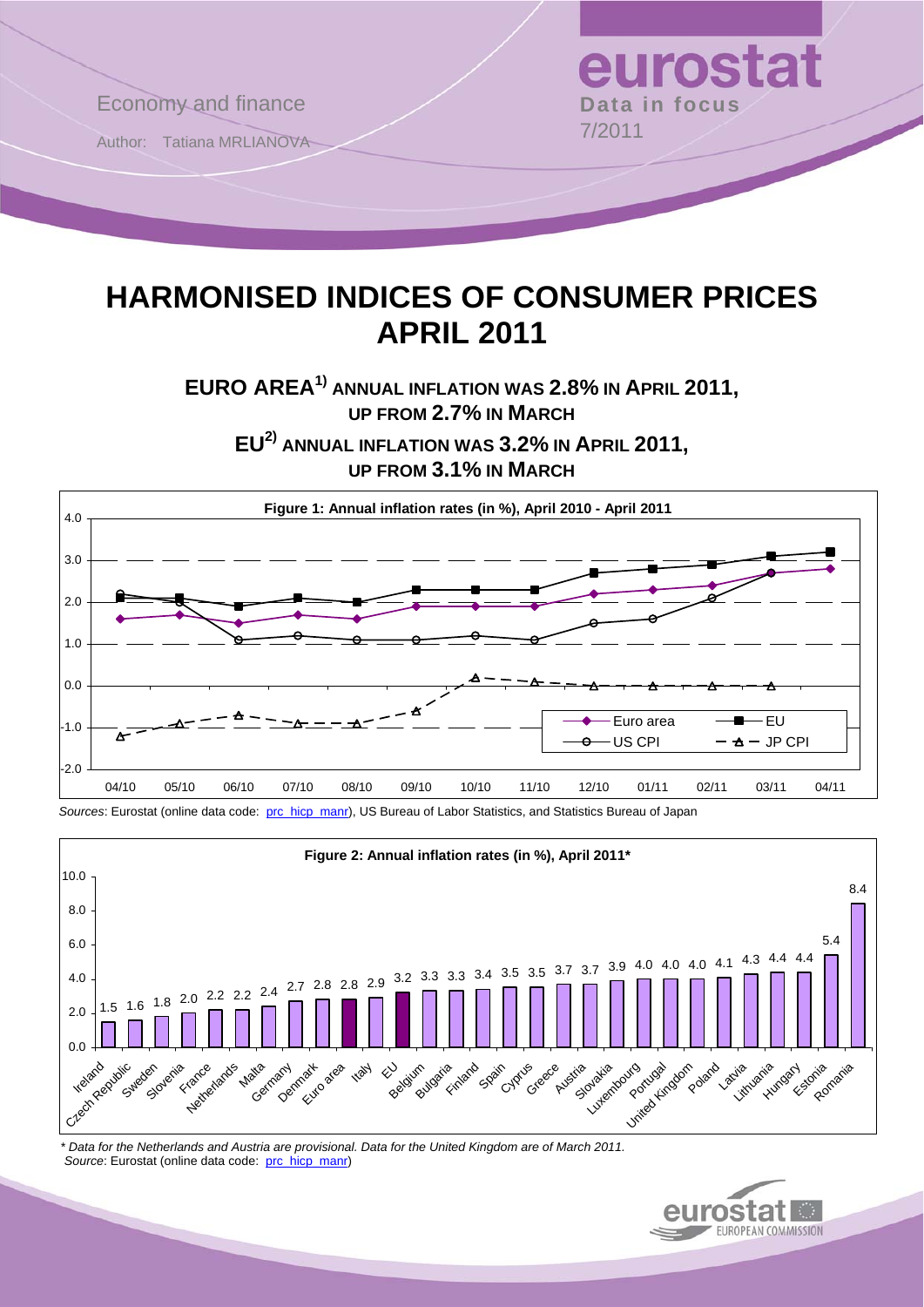Economy and finance

Author: Tatiana MRLIANOVA

**eurostat**
**Data in focus**
7/2011

# HARMONISED INDICES OF CONSUMER PRICES APRIL 2011

## EURO AREA[1] ANNUAL INFLATION WAS 2.8% IN APRIL 2011, UP FROM 2.7% IN MARCH

## EU[2] ANNUAL INFLATION WAS 3.2% IN APRIL 2011, UP FROM 3.1% IN MARCH

**Figure 1: Annual inflation rates (in %), April 2010 - April 2011**

| | 04/10 | 05/10 | 06/10 | 07/10 | 08/10 | 09/10 | 10/10 | 11/10 | 12/10 | 01/11 | 02/11 | 03/11 | 04/11 |
|---|---|---|---|---|---|---|---|---|---|---|---|---|---|
| Euro area | 1.6 | 1.7 | 1.5 | 1.7 | 1.6 | 1.9 | 1.9 | 1.9 | 2.2 | 2.3 | 2.4 | 2.7 | 2.8 |
| EU | 2.1 | 2.1 | 1.9 | 2.1 | 2.0 | 2.3 | 2.3 | 2.3 | 2.7 | 2.8 | 2.9 | 3.1 | 3.2 |
| US CPI | 2.2 | 2.0 | 1.1 | 1.2 | 1.1 | 1.1 | 1.2 | 1.1 | 1.5 | 1.6 | 2.1 | 2.7 | |
| JP CPI | -1.2 | -0.9 | -0.7 | -0.9 | -0.9 | -0.6 | 0.2 | 0.1 | 0.0 | 0.0 | 0.0 | 0.0 | |

*Sources*: Eurostat (online data code: prc_hicp_manr), US Bureau of Labor Statistics, and Statistics Bureau of Japan

**Figure 2: Annual inflation rates (in %), April 2011***

| Country | Rate |
|---|---|
| Ireland | 1.5 |
| Czech Republic | 1.6 |
| Sweden | 1.8 |
| Slovenia | 2.0 |
| France | 2.2 |
| Netherlands | 2.2 |
| Malta | 2.4 |
| Germany | 2.7 |
| Denmark | 2.8 |
| Euro area | 2.8 |
| Italy | 2.9 |
| EU | 3.2 |
| Belgium | 3.3 |
| Bulgaria | 3.3 |
| Finland | 3.4 |
| Spain | 3.5 |
| Cyprus | 3.5 |
| Greece | 3.7 |
| Austria | 3.7 |
| Slovakia | 3.9 |
| Luxembourg | 4.0 |
| Portugal | 4.0 |
| United Kingdom | 4.0 |
| Poland | 4.1 |
| Latvia | 4.3 |
| Lithuania | 4.4 |
| Hungary | 4.4 |
| Estonia | 5.4 |
| Romania | 8.4 |

*\* Data for the Netherlands and Austria are provisional. Data for the United Kingdom are of March 2011.*
*Source*: Eurostat (online data code: prc_hicp_manr)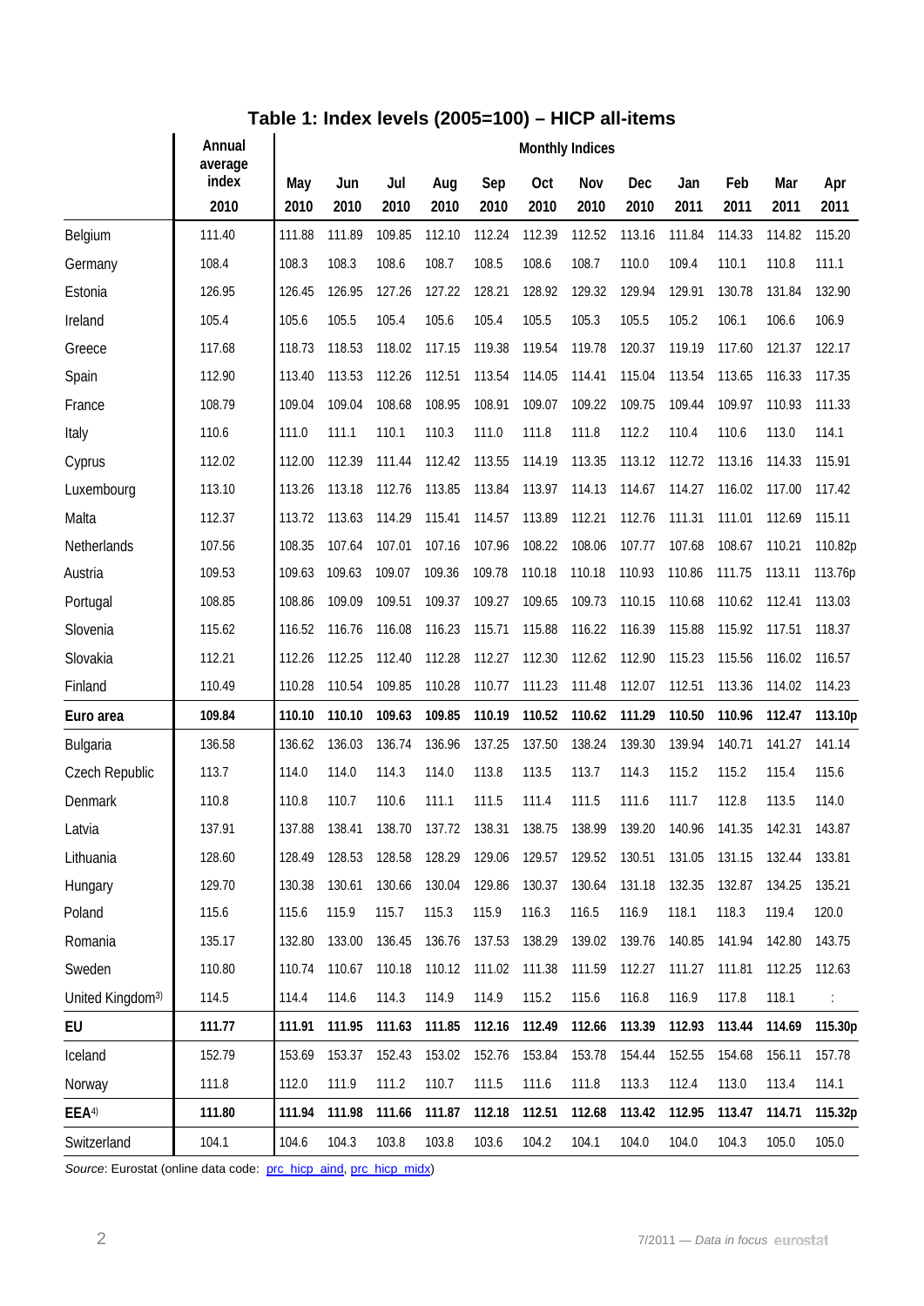## Table 1: Index levels (2005=100) – HICP all-items

| | Annual average index | Monthly Indices | | | | | | | | | | | |
|---|---|---|---|---|---|---|---|---|---|---|---|---|---|
| | 2010 | May 2010 | Jun 2010 | Jul 2010 | Aug 2010 | Sep 2010 | Oct 2010 | Nov 2010 | Dec 2010 | Jan 2011 | Feb 2011 | Mar 2011 | Apr 2011 |
| Belgium | 111.40 | 111.88 | 111.89 | 109.85 | 112.10 | 112.24 | 112.39 | 112.52 | 113.16 | 111.84 | 114.33 | 114.82 | 115.20 |
| Germany | 108.4 | 108.3 | 108.3 | 108.6 | 108.7 | 108.5 | 108.6 | 108.7 | 110.0 | 109.4 | 110.1 | 110.8 | 111.1 |
| Estonia | 126.95 | 126.45 | 126.95 | 127.26 | 127.22 | 128.21 | 128.92 | 129.32 | 129.94 | 129.91 | 130.78 | 131.84 | 132.90 |
| Ireland | 105.4 | 105.6 | 105.5 | 105.4 | 105.6 | 105.4 | 105.5 | 105.3 | 105.5 | 105.2 | 106.1 | 106.6 | 106.9 |
| Greece | 117.68 | 118.73 | 118.53 | 118.02 | 117.15 | 119.38 | 119.54 | 119.78 | 120.37 | 119.19 | 117.60 | 121.37 | 122.17 |
| Spain | 112.90 | 113.40 | 113.53 | 112.26 | 112.51 | 113.54 | 114.05 | 114.41 | 115.04 | 113.54 | 113.65 | 116.33 | 117.35 |
| France | 108.79 | 109.04 | 109.04 | 108.68 | 108.95 | 108.91 | 109.07 | 109.22 | 109.75 | 109.44 | 109.97 | 110.93 | 111.33 |
| Italy | 110.6 | 111.0 | 111.1 | 110.1 | 110.3 | 111.0 | 111.8 | 111.8 | 112.2 | 110.4 | 110.6 | 113.0 | 114.1 |
| Cyprus | 112.02 | 112.00 | 112.39 | 111.44 | 112.42 | 113.55 | 114.19 | 113.35 | 113.12 | 112.72 | 113.16 | 114.33 | 115.91 |
| Luxembourg | 113.10 | 113.26 | 113.18 | 112.76 | 113.85 | 113.84 | 113.97 | 114.13 | 114.67 | 114.27 | 116.02 | 117.00 | 117.42 |
| Malta | 112.37 | 113.72 | 113.63 | 114.29 | 115.41 | 114.57 | 113.89 | 112.21 | 112.76 | 111.31 | 111.01 | 112.69 | 115.11 |
| Netherlands | 107.56 | 108.35 | 107.64 | 107.01 | 107.16 | 107.96 | 108.22 | 108.06 | 107.77 | 107.68 | 108.67 | 110.21 | 110.82p |
| Austria | 109.53 | 109.63 | 109.63 | 109.07 | 109.36 | 109.78 | 110.18 | 110.18 | 110.93 | 110.86 | 111.75 | 113.11 | 113.76p |
| Portugal | 108.85 | 108.86 | 109.09 | 109.51 | 109.37 | 109.27 | 109.65 | 109.73 | 110.15 | 110.68 | 110.62 | 112.41 | 113.03 |
| Slovenia | 115.62 | 116.52 | 116.76 | 116.08 | 116.23 | 115.71 | 115.88 | 116.22 | 116.39 | 115.88 | 115.92 | 117.51 | 118.37 |
| Slovakia | 112.21 | 112.26 | 112.25 | 112.40 | 112.28 | 112.27 | 112.30 | 112.62 | 112.90 | 115.23 | 115.56 | 116.02 | 116.57 |
| Finland | 110.49 | 110.28 | 110.54 | 109.85 | 110.28 | 110.77 | 111.23 | 111.48 | 112.07 | 112.51 | 113.36 | 114.02 | 114.23 |
| **Euro area** | **109.84** | **110.10** | **110.10** | **109.63** | **109.85** | **110.19** | **110.52** | **110.62** | **111.29** | **110.50** | **110.96** | **112.47** | **113.10p** |
| Bulgaria | 136.58 | 136.62 | 136.03 | 136.74 | 136.96 | 137.25 | 137.50 | 138.24 | 139.30 | 139.94 | 140.71 | 141.27 | 141.14 |
| Czech Republic | 113.7 | 114.0 | 114.0 | 114.3 | 114.0 | 113.8 | 113.5 | 113.7 | 114.3 | 115.2 | 115.2 | 115.4 | 115.6 |
| Denmark | 110.8 | 110.8 | 110.7 | 110.6 | 111.1 | 111.5 | 111.4 | 111.5 | 111.6 | 111.7 | 112.8 | 113.5 | 114.0 |
| Latvia | 137.91 | 137.88 | 138.41 | 138.70 | 137.72 | 138.31 | 138.75 | 138.99 | 139.20 | 140.96 | 141.35 | 142.31 | 143.87 |
| Lithuania | 128.60 | 128.49 | 128.53 | 128.58 | 128.29 | 129.06 | 129.57 | 129.52 | 130.51 | 131.05 | 131.15 | 132.44 | 133.81 |
| Hungary | 129.70 | 130.38 | 130.61 | 130.66 | 130.04 | 129.86 | 130.37 | 130.64 | 131.18 | 132.35 | 132.87 | 134.25 | 135.21 |
| Poland | 115.6 | 115.6 | 115.9 | 115.7 | 115.3 | 115.9 | 116.3 | 116.5 | 116.9 | 118.1 | 118.3 | 119.4 | 120.0 |
| Romania | 135.17 | 132.80 | 133.00 | 136.45 | 136.76 | 137.53 | 138.29 | 139.02 | 139.76 | 140.85 | 141.94 | 142.80 | 143.75 |
| Sweden | 110.80 | 110.74 | 110.67 | 110.18 | 110.12 | 111.02 | 111.38 | 111.59 | 112.27 | 111.27 | 111.81 | 112.25 | 112.63 |
| United Kingdom[3)] | 114.5 | 114.4 | 114.6 | 114.3 | 114.9 | 114.9 | 115.2 | 115.6 | 116.8 | 116.9 | 117.8 | 118.1 | : |
| **EU** | **111.77** | **111.91** | **111.95** | **111.63** | **111.85** | **112.16** | **112.49** | **112.66** | **113.39** | **112.93** | **113.44** | **114.69** | **115.30p** |
| Iceland | 152.79 | 153.69 | 153.37 | 152.43 | 153.02 | 152.76 | 153.84 | 153.78 | 154.44 | 152.55 | 154.68 | 156.11 | 157.78 |
| Norway | 111.8 | 112.0 | 111.9 | 111.2 | 110.7 | 111.5 | 111.6 | 111.8 | 113.3 | 112.4 | 113.0 | 113.4 | 114.1 |
| **EEA[4)]** | **111.80** | **111.94** | **111.98** | **111.66** | **111.87** | **112.18** | **112.51** | **112.68** | **113.42** | **112.95** | **113.47** | **114.71** | **115.32p** |
| Switzerland | 104.1 | 104.6 | 104.3 | 103.8 | 103.8 | 103.6 | 104.2 | 104.1 | 104.0 | 104.0 | 104.3 | 105.0 | 105.0 |

*Source*: Eurostat (online data code: prc_hicp_aind, prc_hicp_midx)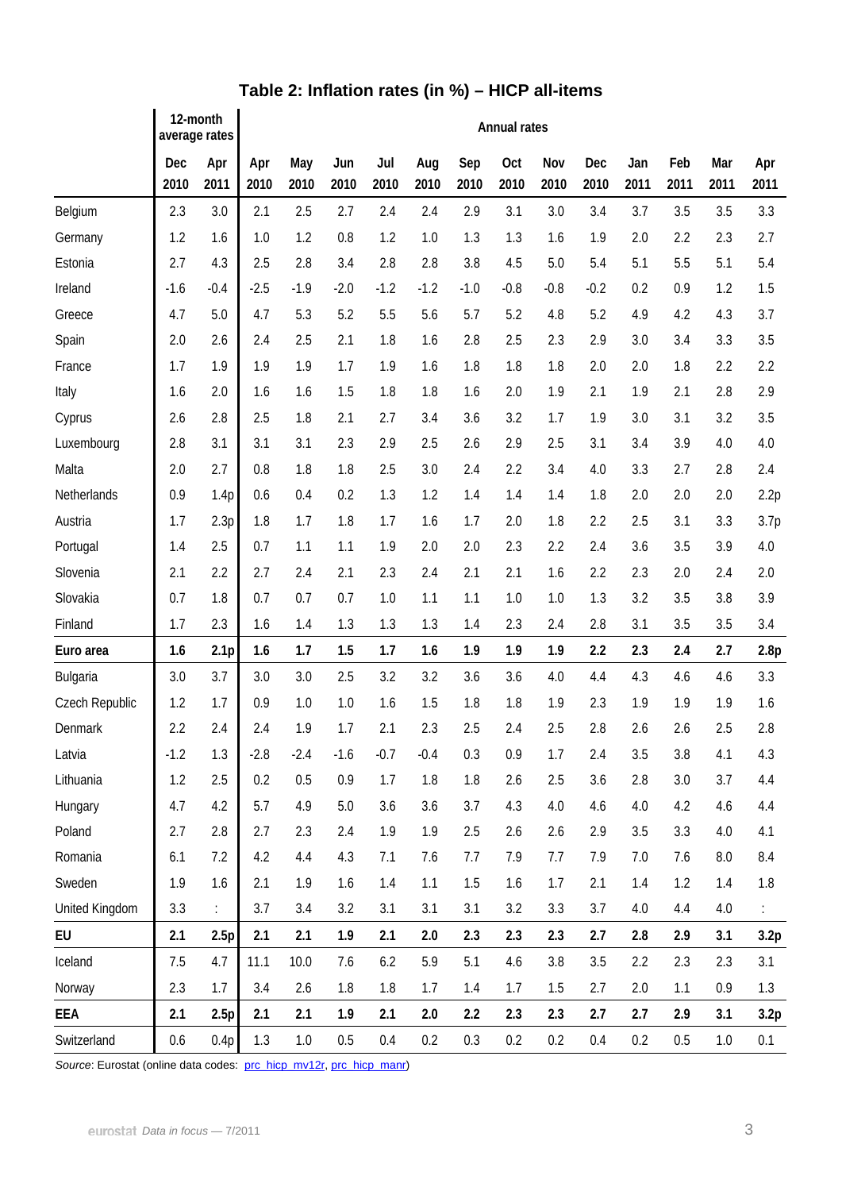## Table 2: Inflation rates (in %) – HICP all-items

| | 12-month average rates | | Annual rates | | | | | | | | | | | | |
|---|---|---|---|---|---|---|---|---|---|---|---|---|---|---|---|
| | Dec 2010 | Apr 2011 | Apr 2010 | May 2010 | Jun 2010 | Jul 2010 | Aug 2010 | Sep 2010 | Oct 2010 | Nov 2010 | Dec 2010 | Jan 2011 | Feb 2011 | Mar 2011 | Apr 2011 |
| Belgium | 2.3 | 3.0 | 2.1 | 2.5 | 2.7 | 2.4 | 2.4 | 2.9 | 3.1 | 3.0 | 3.4 | 3.7 | 3.5 | 3.5 | 3.3 |
| Germany | 1.2 | 1.6 | 1.0 | 1.2 | 0.8 | 1.2 | 1.0 | 1.3 | 1.3 | 1.6 | 1.9 | 2.0 | 2.2 | 2.3 | 2.7 |
| Estonia | 2.7 | 4.3 | 2.5 | 2.8 | 3.4 | 2.8 | 2.8 | 3.8 | 4.5 | 5.0 | 5.4 | 5.1 | 5.5 | 5.1 | 5.4 |
| Ireland | -1.6 | -0.4 | -2.5 | -1.9 | -2.0 | -1.2 | -1.2 | -1.0 | -0.8 | -0.8 | -0.2 | 0.2 | 0.9 | 1.2 | 1.5 |
| Greece | 4.7 | 5.0 | 4.7 | 5.3 | 5.2 | 5.5 | 5.6 | 5.7 | 5.2 | 4.8 | 5.2 | 4.9 | 4.2 | 4.3 | 3.7 |
| Spain | 2.0 | 2.6 | 2.4 | 2.5 | 2.1 | 1.8 | 1.6 | 2.8 | 2.5 | 2.3 | 2.9 | 3.0 | 3.4 | 3.3 | 3.5 |
| France | 1.7 | 1.9 | 1.9 | 1.9 | 1.7 | 1.9 | 1.6 | 1.8 | 1.8 | 1.8 | 2.0 | 2.0 | 1.8 | 2.2 | 2.2 |
| Italy | 1.6 | 2.0 | 1.6 | 1.6 | 1.5 | 1.8 | 1.8 | 1.6 | 2.0 | 1.9 | 2.1 | 1.9 | 2.1 | 2.8 | 2.9 |
| Cyprus | 2.6 | 2.8 | 2.5 | 1.8 | 2.1 | 2.7 | 3.4 | 3.6 | 3.2 | 1.7 | 1.9 | 3.0 | 3.1 | 3.2 | 3.5 |
| Luxembourg | 2.8 | 3.1 | 3.1 | 3.1 | 2.3 | 2.9 | 2.5 | 2.6 | 2.9 | 2.5 | 3.1 | 3.4 | 3.9 | 4.0 | 4.0 |
| Malta | 2.0 | 2.7 | 0.8 | 1.8 | 1.8 | 2.5 | 3.0 | 2.4 | 2.2 | 3.4 | 4.0 | 3.3 | 2.7 | 2.8 | 2.4 |
| Netherlands | 0.9 | 1.4p | 0.6 | 0.4 | 0.2 | 1.3 | 1.2 | 1.4 | 1.4 | 1.4 | 1.8 | 2.0 | 2.0 | 2.0 | 2.2p |
| Austria | 1.7 | 2.3p | 1.8 | 1.7 | 1.8 | 1.7 | 1.6 | 1.7 | 2.0 | 1.8 | 2.2 | 2.5 | 3.1 | 3.3 | 3.7p |
| Portugal | 1.4 | 2.5 | 0.7 | 1.1 | 1.1 | 1.9 | 2.0 | 2.0 | 2.3 | 2.2 | 2.4 | 3.6 | 3.5 | 3.9 | 4.0 |
| Slovenia | 2.1 | 2.2 | 2.7 | 2.4 | 2.1 | 2.3 | 2.4 | 2.1 | 2.1 | 1.6 | 2.2 | 2.3 | 2.0 | 2.4 | 2.0 |
| Slovakia | 0.7 | 1.8 | 0.7 | 0.7 | 0.7 | 1.0 | 1.1 | 1.1 | 1.0 | 1.0 | 1.3 | 3.2 | 3.5 | 3.8 | 3.9 |
| Finland | 1.7 | 2.3 | 1.6 | 1.4 | 1.3 | 1.3 | 1.3 | 1.4 | 2.3 | 2.4 | 2.8 | 3.1 | 3.5 | 3.5 | 3.4 |
| **Euro area** | **1.6** | **2.1p** | **1.6** | **1.7** | **1.5** | **1.7** | **1.6** | **1.9** | **1.9** | **1.9** | **2.2** | **2.3** | **2.4** | **2.7** | **2.8p** |
| Bulgaria | 3.0 | 3.7 | 3.0 | 3.0 | 2.5 | 3.2 | 3.2 | 3.6 | 3.6 | 4.0 | 4.4 | 4.3 | 4.6 | 4.6 | 3.3 |
| Czech Republic | 1.2 | 1.7 | 0.9 | 1.0 | 1.0 | 1.6 | 1.5 | 1.8 | 1.8 | 1.9 | 2.3 | 1.9 | 1.9 | 1.9 | 1.6 |
| Denmark | 2.2 | 2.4 | 2.4 | 1.9 | 1.7 | 2.1 | 2.3 | 2.5 | 2.4 | 2.5 | 2.8 | 2.6 | 2.6 | 2.5 | 2.8 |
| Latvia | -1.2 | 1.3 | -2.8 | -2.4 | -1.6 | -0.7 | -0.4 | 0.3 | 0.9 | 1.7 | 2.4 | 3.5 | 3.8 | 4.1 | 4.3 |
| Lithuania | 1.2 | 2.5 | 0.2 | 0.5 | 0.9 | 1.7 | 1.8 | 1.8 | 2.6 | 2.5 | 3.6 | 2.8 | 3.0 | 3.7 | 4.4 |
| Hungary | 4.7 | 4.2 | 5.7 | 4.9 | 5.0 | 3.6 | 3.6 | 3.7 | 4.3 | 4.0 | 4.6 | 4.0 | 4.2 | 4.6 | 4.4 |
| Poland | 2.7 | 2.8 | 2.7 | 2.3 | 2.4 | 1.9 | 1.9 | 2.5 | 2.6 | 2.6 | 2.9 | 3.5 | 3.3 | 4.0 | 4.1 |
| Romania | 6.1 | 7.2 | 4.2 | 4.4 | 4.3 | 7.1 | 7.6 | 7.7 | 7.9 | 7.7 | 7.9 | 7.0 | 7.6 | 8.0 | 8.4 |
| Sweden | 1.9 | 1.6 | 2.1 | 1.9 | 1.6 | 1.4 | 1.1 | 1.5 | 1.6 | 1.7 | 2.1 | 1.4 | 1.2 | 1.4 | 1.8 |
| United Kingdom | 3.3 | : | 3.7 | 3.4 | 3.2 | 3.1 | 3.1 | 3.1 | 3.2 | 3.3 | 3.7 | 4.0 | 4.4 | 4.0 | : |
| **EU** | **2.1** | **2.5p** | **2.1** | **2.1** | **1.9** | **2.1** | **2.0** | **2.3** | **2.3** | **2.3** | **2.7** | **2.8** | **2.9** | **3.1** | **3.2p** |
| Iceland | 7.5 | 4.7 | 11.1 | 10.0 | 7.6 | 6.2 | 5.9 | 5.1 | 4.6 | 3.8 | 3.5 | 2.2 | 2.3 | 2.3 | 3.1 |
| Norway | 2.3 | 1.7 | 3.4 | 2.6 | 1.8 | 1.8 | 1.7 | 1.4 | 1.7 | 1.5 | 2.7 | 2.0 | 1.1 | 0.9 | 1.3 |
| **EEA** | **2.1** | **2.5p** | **2.1** | **2.1** | **1.9** | **2.1** | **2.0** | **2.2** | **2.3** | **2.3** | **2.7** | **2.7** | **2.9** | **3.1** | **3.2p** |
| Switzerland | 0.6 | 0.4p | 1.3 | 1.0 | 0.5 | 0.4 | 0.2 | 0.3 | 0.2 | 0.2 | 0.4 | 0.2 | 0.5 | 1.0 | 0.1 |

*Source*: Eurostat (online data codes: prc_hicp_mv12r, prc_hicp_manr)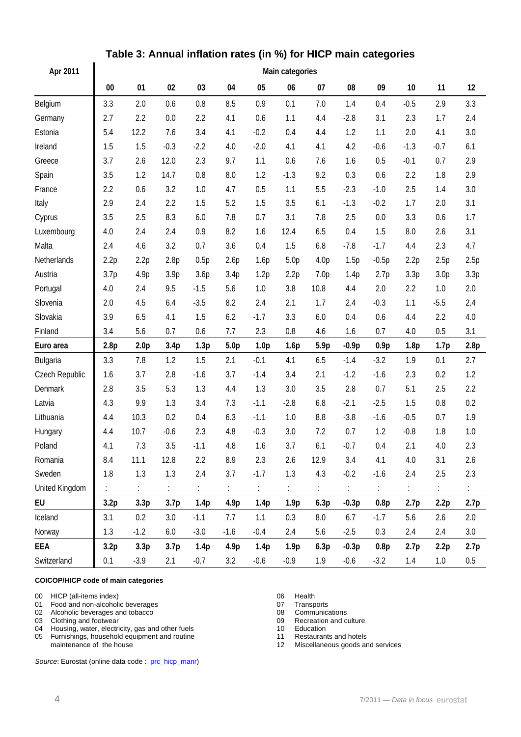## Table 3: Annual inflation rates (in %) for HICP main categories

| Apr 2011 | Main categories | | | | | | | | | | | | |
|---|---|---|---|---|---|---|---|---|---|---|---|---|---|
| | 00 | 01 | 02 | 03 | 04 | 05 | 06 | 07 | 08 | 09 | 10 | 11 | 12 |
| Belgium | 3.3 | 2.0 | 0.6 | 0.8 | 8.5 | 0.9 | 0.1 | 7.0 | 1.4 | 0.4 | -0.5 | 2.9 | 3.3 |
| Germany | 2.7 | 2.2 | 0.0 | 2.2 | 4.1 | 0.6 | 1.1 | 4.4 | -2.8 | 3.1 | 2.3 | 1.7 | 2.4 |
| Estonia | 5.4 | 12.2 | 7.6 | 3.4 | 4.1 | -0.2 | 0.4 | 4.4 | 1.2 | 1.1 | 2.0 | 4.1 | 3.0 |
| Ireland | 1.5 | 1.5 | -0.3 | -2.2 | 4.0 | -2.0 | 4.1 | 4.1 | 4.2 | -0.6 | -1.3 | -0.7 | 6.1 |
| Greece | 3.7 | 2.6 | 12.0 | 2.3 | 9.7 | 1.1 | 0.6 | 7.6 | 1.6 | 0.5 | -0.1 | 0.7 | 2.9 |
| Spain | 3.5 | 1.2 | 14.7 | 0.8 | 8.0 | 1.2 | -1.3 | 9.2 | 0.3 | 0.6 | 2.2 | 1.8 | 2.9 |
| France | 2.2 | 0.6 | 3.2 | 1.0 | 4.7 | 0.5 | 1.1 | 5.5 | -2.3 | -1.0 | 2.5 | 1.4 | 3.0 |
| Italy | 2.9 | 2.4 | 2.2 | 1.5 | 5.2 | 1.5 | 3.5 | 6.1 | -1.3 | -0.2 | 1.7 | 2.0 | 3.1 |
| Cyprus | 3.5 | 2.5 | 8.3 | 6.0 | 7.8 | 0.7 | 3.1 | 7.8 | 2.5 | 0.0 | 3.3 | 0.6 | 1.7 |
| Luxembourg | 4.0 | 2.4 | 2.4 | 0.9 | 8.2 | 1.6 | 12.4 | 6.5 | 0.4 | 1.5 | 8.0 | 2.6 | 3.1 |
| Malta | 2.4 | 4.6 | 3.2 | 0.7 | 3.6 | 0.4 | 1.5 | 6.8 | -7.8 | -1.7 | 4.4 | 2.3 | 4.7 |
| Netherlands | 2.2p | 2.2p | 2.8p | 0.5p | 2.6p | 1.6p | 5.0p | 4.0p | 1.5p | -0.5p | 2.2p | 2.5p | 2.5p |
| Austria | 3.7p | 4.9p | 3.9p | 3.6p | 3.4p | 1.2p | 2.2p | 7.0p | 1.4p | 2.7p | 3.3p | 3.0p | 3.3p |
| Portugal | 4.0 | 2.4 | 9.5 | -1.5 | 5.6 | 1.0 | 3.8 | 10.8 | 4.4 | 2.0 | 2.2 | 1.0 | 2.0 |
| Slovenia | 2.0 | 4.5 | 6.4 | -3.5 | 8.2 | 2.4 | 2.1 | 1.7 | 2.4 | -0.3 | 1.1 | -5.5 | 2.4 |
| Slovakia | 3.9 | 6.5 | 4.1 | 1.5 | 6.2 | -1.7 | 3.3 | 6.0 | 0.4 | 0.6 | 4.4 | 2.2 | 4.0 |
| Finland | 3.4 | 5.6 | 0.7 | 0.6 | 7.7 | 2.3 | 0.8 | 4.6 | 1.6 | 0.7 | 4.0 | 0.5 | 3.1 |
| **Euro area** | **2.8p** | **2.0p** | **3.4p** | **1.3p** | **5.0p** | **1.0p** | **1.6p** | **5.9p** | **-0.9p** | **0.9p** | **1.8p** | **1.7p** | **2.8p** |
| Bulgaria | 3.3 | 7.8 | 1.2 | 1.5 | 2.1 | -0.1 | 4.1 | 6.5 | -1.4 | -3.2 | 1.9 | 0.1 | 2.7 |
| Czech Republic | 1.6 | 3.7 | 2.8 | -1.6 | 3.7 | -1.4 | 3.4 | 2.1 | -1.2 | -1.6 | 2.3 | 0.2 | 1.2 |
| Denmark | 2.8 | 3.5 | 5.3 | 1.3 | 4.4 | 1.3 | 3.0 | 3.5 | 2.8 | 0.7 | 5.1 | 2.5 | 2.2 |
| Latvia | 4.3 | 9.9 | 1.3 | 3.4 | 7.3 | -1.1 | -2.8 | 6.8 | -2.1 | -2.5 | 1.5 | 0.8 | 0.2 |
| Lithuania | 4.4 | 10.3 | 0.2 | 0.4 | 6.3 | -1.1 | 1.0 | 8.8 | -3.8 | -1.6 | -0.5 | 0.7 | 1.9 |
| Hungary | 4.4 | 10.7 | -0.6 | 2.3 | 4.8 | -0.3 | 3.0 | 7.2 | 0.7 | 1.2 | -0.8 | 1.8 | 1.0 |
| Poland | 4.1 | 7.3 | 3.5 | -1.1 | 4.8 | 1.6 | 3.7 | 6.1 | -0.7 | 0.4 | 2.1 | 4.0 | 2.3 |
| Romania | 8.4 | 11.1 | 12.8 | 2.2 | 8.9 | 2.3 | 2.6 | 12.9 | 3.4 | 4.1 | 4.0 | 3.1 | 2.6 |
| Sweden | 1.8 | 1.3 | 1.3 | 2.4 | 3.7 | -1.7 | 1.3 | 4.3 | -0.2 | -1.6 | 2.4 | 2.5 | 2.3 |
| United Kingdom | : | : | : | : | : | : | : | : | : | : | : | : | : |
| **EU** | **3.2p** | **3.3p** | **3.7p** | **1.4p** | **4.9p** | **1.4p** | **1.9p** | **6.3p** | **-0.3p** | **0.8p** | **2.7p** | **2.2p** | **2.7p** |
| Iceland | 3.1 | 0.2 | 3.0 | -1.1 | 7.7 | 1.1 | 0.3 | 8.0 | 6.7 | -1.7 | 5.6 | 2.6 | 2.0 |
| Norway | 1.3 | -1.2 | 6.0 | -3.0 | -1.6 | -0.4 | 2.4 | 5.6 | -2.5 | 0.3 | 2.4 | 2.4 | 3.0 |
| **EEA** | **3.2p** | **3.3p** | **3.7p** | **1.4p** | **4.9p** | **1.4p** | **1.9p** | **6.3p** | **-0.3p** | **0.8p** | **2.7p** | **2.2p** | **2.7p** |
| Switzerland | 0.1 | -3.9 | 2.1 | -0.7 | 3.2 | -0.6 | -0.9 | 1.9 | -0.6 | -3.2 | 1.4 | 1.0 | 0.5 |

**COICOP/HICP code of main categories**

- 00 HICP (all-items index)
- 01 Food and non-alcoholic beverages
- 02 Alcoholic beverages and tobacco
- 03 Clothing and footwear
- 04 Housing, water, electricity, gas and other fuels
- 05 Furnishings, household equipment and routine maintenance of the house
- 06 Health
- 07 Transports
- 08 Communications
- 09 Recreation and culture
- 10 Education
- 11 Restaurants and hotels
- 12 Miscellaneous goods and services

*Source*: Eurostat (online data code : prc_hicp_manr)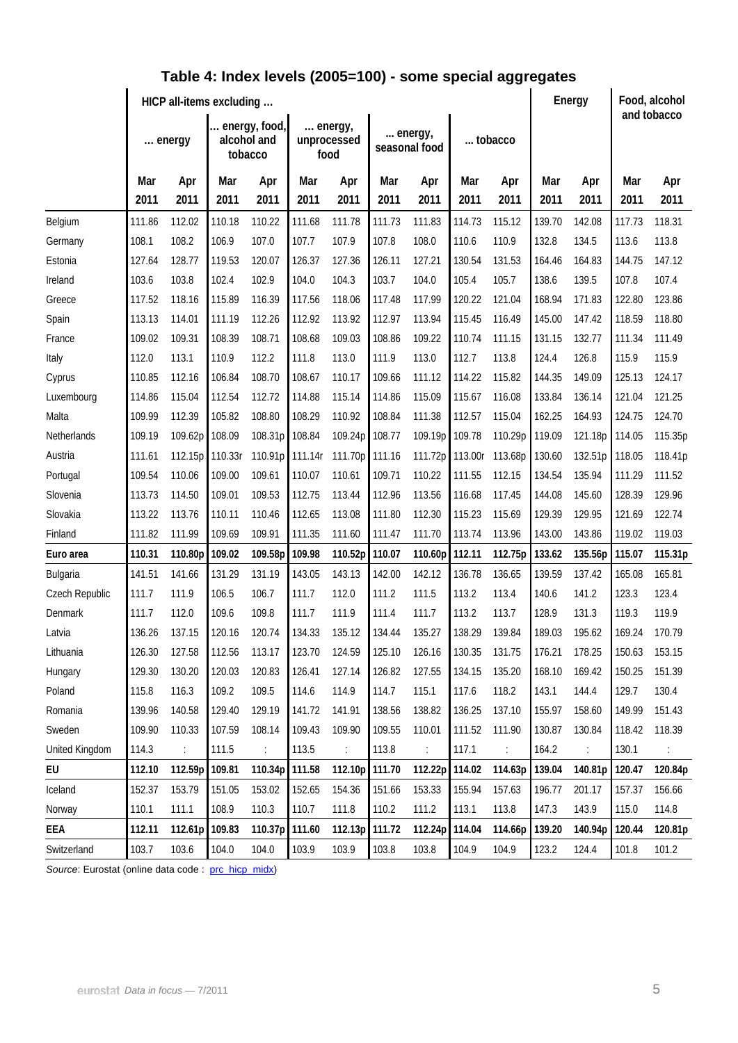## Table 4: Index levels (2005=100) - some special aggregates

| | HICP all-items excluding ... | | | | | | | | | | Energy | | Food, alcohol and tobacco | |
|---|---|---|---|---|---|---|---|---|---|---|---|---|---|---|
| | ... energy | | ... energy, food, alcohol and tobacco | | ... energy, unprocessed food | | ... energy, seasonal food | | ... tobacco | | | | | |
| | Mar 2011 | Apr 2011 | Mar 2011 | Apr 2011 | Mar 2011 | Apr 2011 | Mar 2011 | Apr 2011 | Mar 2011 | Apr 2011 | Mar 2011 | Apr 2011 | Mar 2011 | Apr 2011 |
| Belgium | 111.86 | 112.02 | 110.18 | 110.22 | 111.68 | 111.78 | 111.73 | 111.83 | 114.73 | 115.12 | 139.70 | 142.08 | 117.73 | 118.31 |
| Germany | 108.1 | 108.2 | 106.9 | 107.0 | 107.7 | 107.9 | 107.8 | 108.0 | 110.6 | 110.9 | 132.8 | 134.5 | 113.6 | 113.8 |
| Estonia | 127.64 | 128.77 | 119.53 | 120.07 | 126.37 | 127.36 | 126.11 | 127.21 | 130.54 | 131.53 | 164.46 | 164.83 | 144.75 | 147.12 |
| Ireland | 103.6 | 103.8 | 102.4 | 102.9 | 104.0 | 104.3 | 103.7 | 104.0 | 105.4 | 105.7 | 138.6 | 139.5 | 107.8 | 107.4 |
| Greece | 117.52 | 118.16 | 115.89 | 116.39 | 117.56 | 118.06 | 117.48 | 117.99 | 120.22 | 121.04 | 168.94 | 171.83 | 122.80 | 123.86 |
| Spain | 113.13 | 114.01 | 111.19 | 112.26 | 112.92 | 113.92 | 112.97 | 113.94 | 115.45 | 116.49 | 145.00 | 147.42 | 118.59 | 118.80 |
| France | 109.02 | 109.31 | 108.39 | 108.71 | 108.68 | 109.03 | 108.86 | 109.22 | 110.74 | 111.15 | 131.15 | 132.77 | 111.34 | 111.49 |
| Italy | 112.0 | 113.1 | 110.9 | 112.2 | 111.8 | 113.0 | 111.9 | 113.0 | 112.7 | 113.8 | 124.4 | 126.8 | 115.9 | 115.9 |
| Cyprus | 110.85 | 112.16 | 106.84 | 108.70 | 108.67 | 110.17 | 109.66 | 111.12 | 114.22 | 115.82 | 144.35 | 149.09 | 125.13 | 124.17 |
| Luxembourg | 114.86 | 115.04 | 112.54 | 112.72 | 114.88 | 115.14 | 114.86 | 115.09 | 115.67 | 116.08 | 133.84 | 136.14 | 121.04 | 121.25 |
| Malta | 109.99 | 112.39 | 105.82 | 108.80 | 108.29 | 110.92 | 108.84 | 111.38 | 112.57 | 115.04 | 162.25 | 164.93 | 124.75 | 124.70 |
| Netherlands | 109.19 | 109.62p | 108.09 | 108.31p | 108.84 | 109.24p | 108.77 | 109.19p | 109.78 | 110.29p | 119.09 | 121.18p | 114.05 | 115.35p |
| Austria | 111.61 | 112.15p | 110.33r | 110.91p | 111.14r | 111.70p | 111.16 | 111.72p | 113.00r | 113.68p | 130.60 | 132.51p | 118.05 | 118.41p |
| Portugal | 109.54 | 110.06 | 109.00 | 109.61 | 110.07 | 110.61 | 109.71 | 110.22 | 111.55 | 112.15 | 134.54 | 135.94 | 111.29 | 111.52 |
| Slovenia | 113.73 | 114.50 | 109.01 | 109.53 | 112.75 | 113.44 | 112.96 | 113.56 | 116.68 | 117.45 | 144.08 | 145.60 | 128.39 | 129.96 |
| Slovakia | 113.22 | 113.76 | 110.11 | 110.46 | 112.65 | 113.08 | 111.80 | 112.30 | 115.23 | 115.69 | 129.39 | 129.95 | 121.69 | 122.74 |
| Finland | 111.82 | 111.99 | 109.69 | 109.91 | 111.35 | 111.60 | 111.47 | 111.70 | 113.74 | 113.96 | 143.00 | 143.86 | 119.02 | 119.03 |
| **Euro area** | **110.31** | **110.80p** | **109.02** | **109.58p** | **109.98** | **110.52p** | **110.07** | **110.60p** | **112.11** | **112.75p** | **133.62** | **135.56p** | **115.07** | **115.31p** |
| Bulgaria | 141.51 | 141.66 | 131.29 | 131.19 | 143.05 | 143.13 | 142.00 | 142.12 | 136.78 | 136.65 | 139.59 | 137.42 | 165.08 | 165.81 |
| Czech Republic | 111.7 | 111.9 | 106.5 | 106.7 | 111.7 | 112.0 | 111.2 | 111.5 | 113.2 | 113.4 | 140.6 | 141.2 | 123.3 | 123.4 |
| Denmark | 111.7 | 112.0 | 109.6 | 109.8 | 111.7 | 111.9 | 111.4 | 111.7 | 113.2 | 113.7 | 128.9 | 131.3 | 119.3 | 119.9 |
| Latvia | 136.26 | 137.15 | 120.16 | 120.74 | 134.33 | 135.12 | 134.44 | 135.27 | 138.29 | 139.84 | 189.03 | 195.62 | 169.24 | 170.79 |
| Lithuania | 126.30 | 127.58 | 112.56 | 113.17 | 123.70 | 124.59 | 125.10 | 126.16 | 130.35 | 131.75 | 176.21 | 178.25 | 150.63 | 153.15 |
| Hungary | 129.30 | 130.20 | 120.03 | 120.83 | 126.41 | 127.14 | 126.82 | 127.55 | 134.15 | 135.20 | 168.10 | 169.42 | 150.25 | 151.39 |
| Poland | 115.8 | 116.3 | 109.2 | 109.5 | 114.6 | 114.9 | 114.7 | 115.1 | 117.6 | 118.2 | 143.1 | 144.4 | 129.7 | 130.4 |
| Romania | 139.96 | 140.58 | 129.40 | 129.19 | 141.72 | 141.91 | 138.56 | 138.82 | 136.25 | 137.10 | 155.97 | 158.60 | 149.99 | 151.43 |
| Sweden | 109.90 | 110.33 | 107.59 | 108.14 | 109.43 | 109.90 | 109.55 | 110.01 | 111.52 | 111.90 | 130.87 | 130.84 | 118.42 | 118.39 |
| United Kingdom | 114.3 | : | 111.5 | : | 113.5 | : | 113.8 | : | 117.1 | : | 164.2 | : | 130.1 | : |
| **EU** | **112.10** | **112.59p** | **109.81** | **110.34p** | **111.58** | **112.10p** | **111.70** | **112.22p** | **114.02** | **114.63p** | **139.04** | **140.81p** | **120.47** | **120.84p** |
| Iceland | 152.37 | 153.79 | 151.05 | 153.02 | 152.65 | 154.36 | 151.66 | 153.33 | 155.94 | 157.63 | 196.77 | 201.17 | 157.37 | 156.66 |
| Norway | 110.1 | 111.1 | 108.9 | 110.3 | 110.7 | 111.8 | 110.2 | 111.2 | 113.1 | 113.8 | 147.3 | 143.9 | 115.0 | 114.8 |
| **EEA** | **112.11** | **112.61p** | **109.83** | **110.37p** | **111.60** | **112.13p** | **111.72** | **112.24p** | **114.04** | **114.66p** | **139.20** | **140.94p** | **120.44** | **120.81p** |
| Switzerland | 103.7 | 103.6 | 104.0 | 104.0 | 103.9 | 103.9 | 103.8 | 103.8 | 104.9 | 104.9 | 123.2 | 124.4 | 101.8 | 101.2 |

*Source*: Eurostat (online data code : prc_hicp_midx)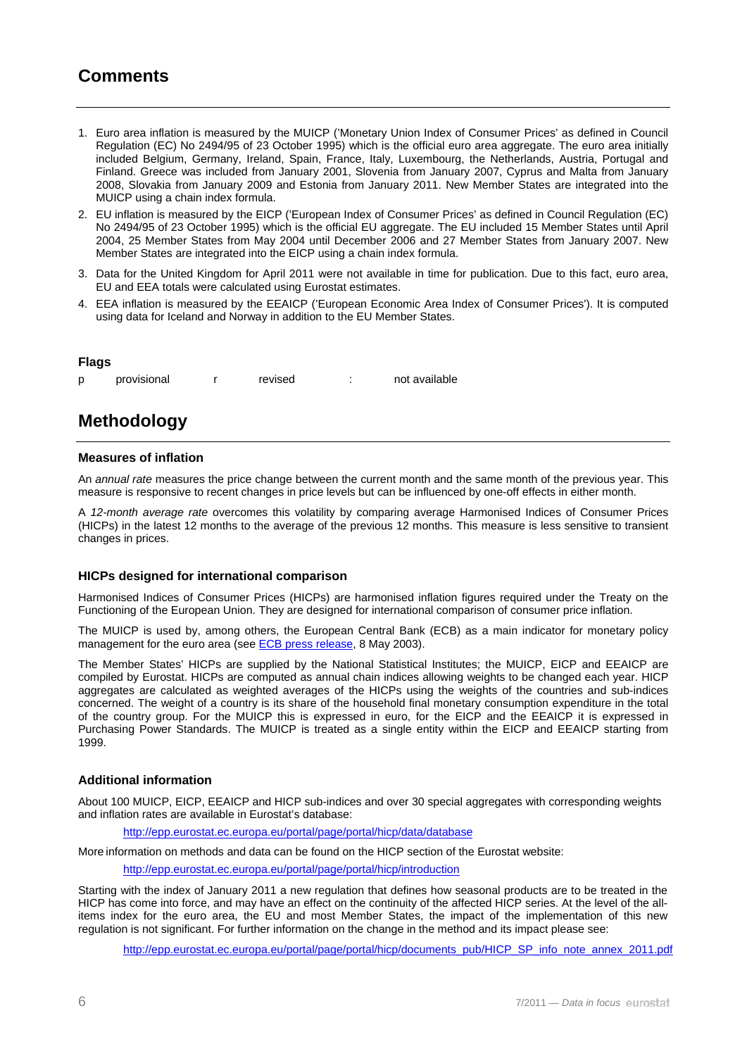## Comments

1. Euro area inflation is measured by the MUICP ('Monetary Union Index of Consumer Prices' as defined in Council Regulation (EC) No 2494/95 of 23 October 1995) which is the official euro area aggregate. The euro area initially included Belgium, Germany, Ireland, Spain, France, Italy, Luxembourg, the Netherlands, Austria, Portugal and Finland. Greece was included from January 2001, Slovenia from January 2007, Cyprus and Malta from January 2008, Slovakia from January 2009 and Estonia from January 2011. New Member States are integrated into the MUICP using a chain index formula.
2. EU inflation is measured by the EICP ('European Index of Consumer Prices' as defined in Council Regulation (EC) No 2494/95 of 23 October 1995) which is the official EU aggregate. The EU included 15 Member States until April 2004, 25 Member States from May 2004 until December 2006 and 27 Member States from January 2007. New Member States are integrated into the EICP using a chain index formula.
3. Data for the United Kingdom for April 2011 were not available in time for publication. Due to this fact, euro area, EU and EEA totals were calculated using Eurostat estimates.
4. EEA inflation is measured by the EEAICP ('European Economic Area Index of Consumer Prices'). It is computed using data for Iceland and Norway in addition to the EU Member States.

### Flags

| | | | | | |
|---|---|---|---|---|---|
| p | provisional | r | revised | : | not available |

## Methodology

### Measures of inflation

An *annual rate* measures the price change between the current month and the same month of the previous year. This measure is responsive to recent changes in price levels but can be influenced by one-off effects in either month.

A *12-month average rate* overcomes this volatility by comparing average Harmonised Indices of Consumer Prices (HICPs) in the latest 12 months to the average of the previous 12 months. This measure is less sensitive to transient changes in prices.

### HICPs designed for international comparison

Harmonised Indices of Consumer Prices (HICPs) are harmonised inflation figures required under the Treaty on the Functioning of the European Union. They are designed for international comparison of consumer price inflation.

The MUICP is used by, among others, the European Central Bank (ECB) as a main indicator for monetary policy management for the euro area (see ECB press release, 8 May 2003).

The Member States' HICPs are supplied by the National Statistical Institutes; the MUICP, EICP and EEAICP are compiled by Eurostat. HICPs are computed as annual chain indices allowing weights to be changed each year. HICP aggregates are calculated as weighted averages of the HICPs using the weights of the countries and sub-indices concerned. The weight of a country is its share of the household final monetary consumption expenditure in the total of the country group. For the MUICP this is expressed in euro, for the EICP and the EEAICP it is expressed in Purchasing Power Standards. The MUICP is treated as a single entity within the EICP and EEAICP starting from 1999.

### Additional information

About 100 MUICP, EICP, EEAICP and HICP sub-indices and over 30 special aggregates with corresponding weights and inflation rates are available in Eurostat's database:

http://epp.eurostat.ec.europa.eu/portal/page/portal/hicp/data/database

More information on methods and data can be found on the HICP section of the Eurostat website:

http://epp.eurostat.ec.europa.eu/portal/page/portal/hicp/introduction

Starting with the index of January 2011 a new regulation that defines how seasonal products are to be treated in the HICP has come into force, and may have an effect on the continuity of the affected HICP series. At the level of the all-items index for the euro area, the EU and most Member States, the impact of the implementation of this new regulation is not significant. For further information on the change in the method and its impact please see:

http://epp.eurostat.ec.europa.eu/portal/page/portal/hicp/documents_pub/HICP_SP_info_note_annex_2011.pdf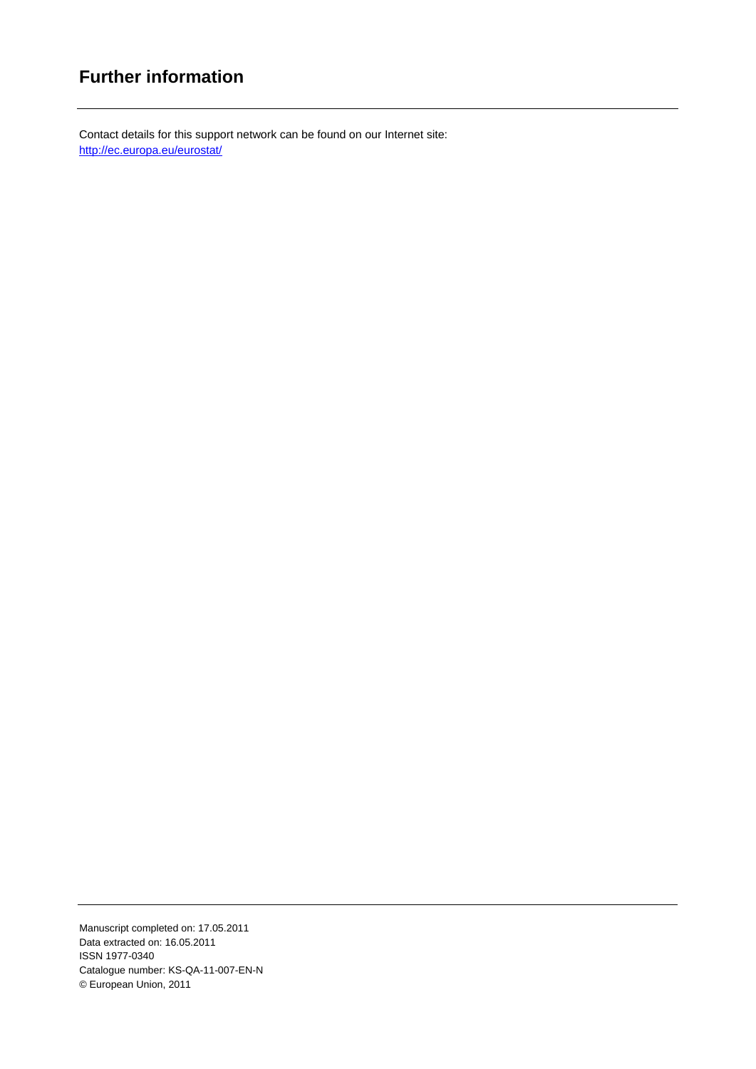## Further information

Contact details for this support network can be found on our Internet site:
[http://ec.europa.eu/eurostat/](http://ec.europa.eu/eurostat/)

Manuscript completed on: 17.05.2011
Data extracted on: 16.05.2011
ISSN 1977-0340
Catalogue number: KS-QA-11-007-EN-N
© European Union, 2011